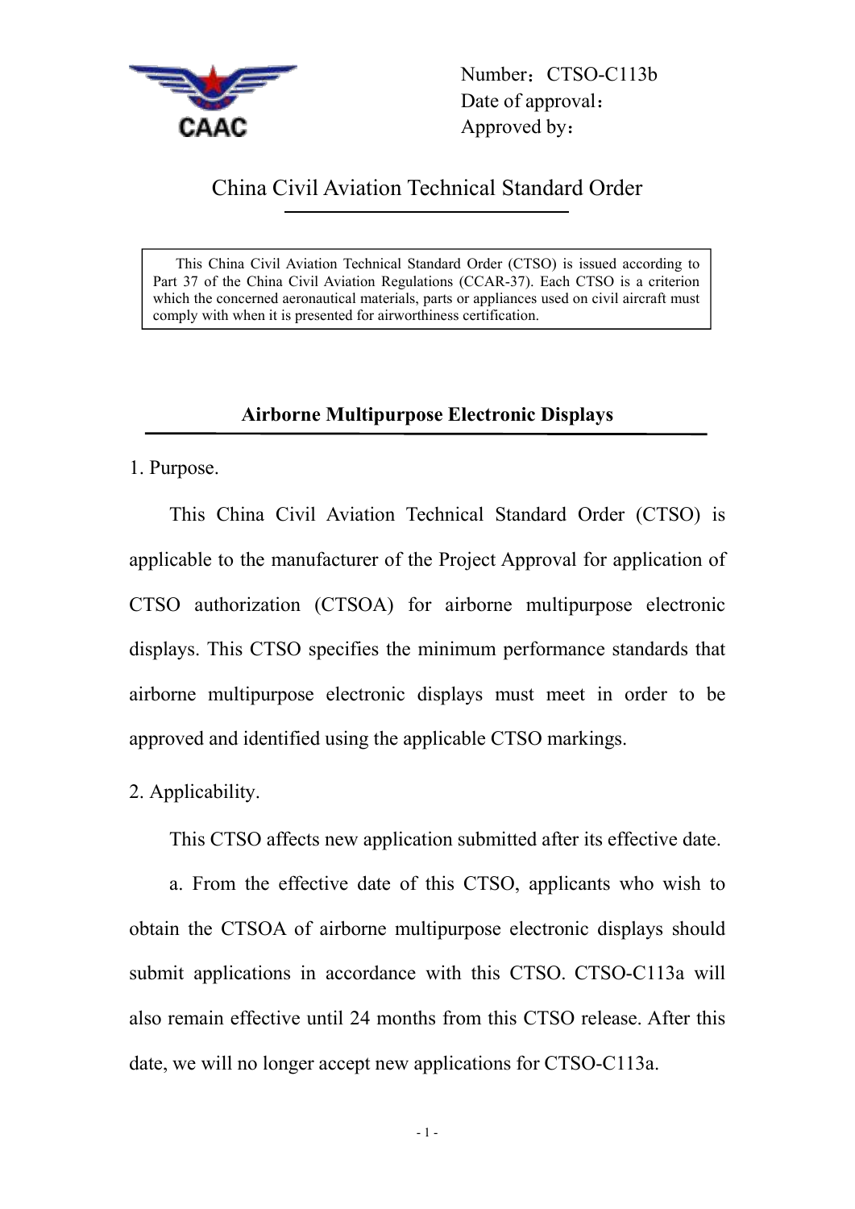Number：CTSO-C113b
Date of approval：
Approved by：

# China Civil Aviation Technical Standard Order

This China Civil Aviation Technical Standard Order (CTSO) is issued according to Part 37 of the China Civil Aviation Regulations (CCAR-37). Each CTSO is a criterion which the concerned aeronautical materials, parts or appliances used on civil aircraft must comply with when it is presented for airworthiness certification.

## Airborne Multipurpose Electronic Displays

1. Purpose.

This China Civil Aviation Technical Standard Order (CTSO) is applicable to the manufacturer of the Project Approval for application of CTSO authorization (CTSOA) for airborne multipurpose electronic displays. This CTSO specifies the minimum performance standards that airborne multipurpose electronic displays must meet in order to be approved and identified using the applicable CTSO markings.

2. Applicability.

This CTSO affects new application submitted after its effective date.

a. From the effective date of this CTSO, applicants who wish to obtain the CTSOA of airborne multipurpose electronic displays should submit applications in accordance with this CTSO. CTSO-C113a will also remain effective until 24 months from this CTSO release. After this date, we will no longer accept new applications for CTSO-C113a.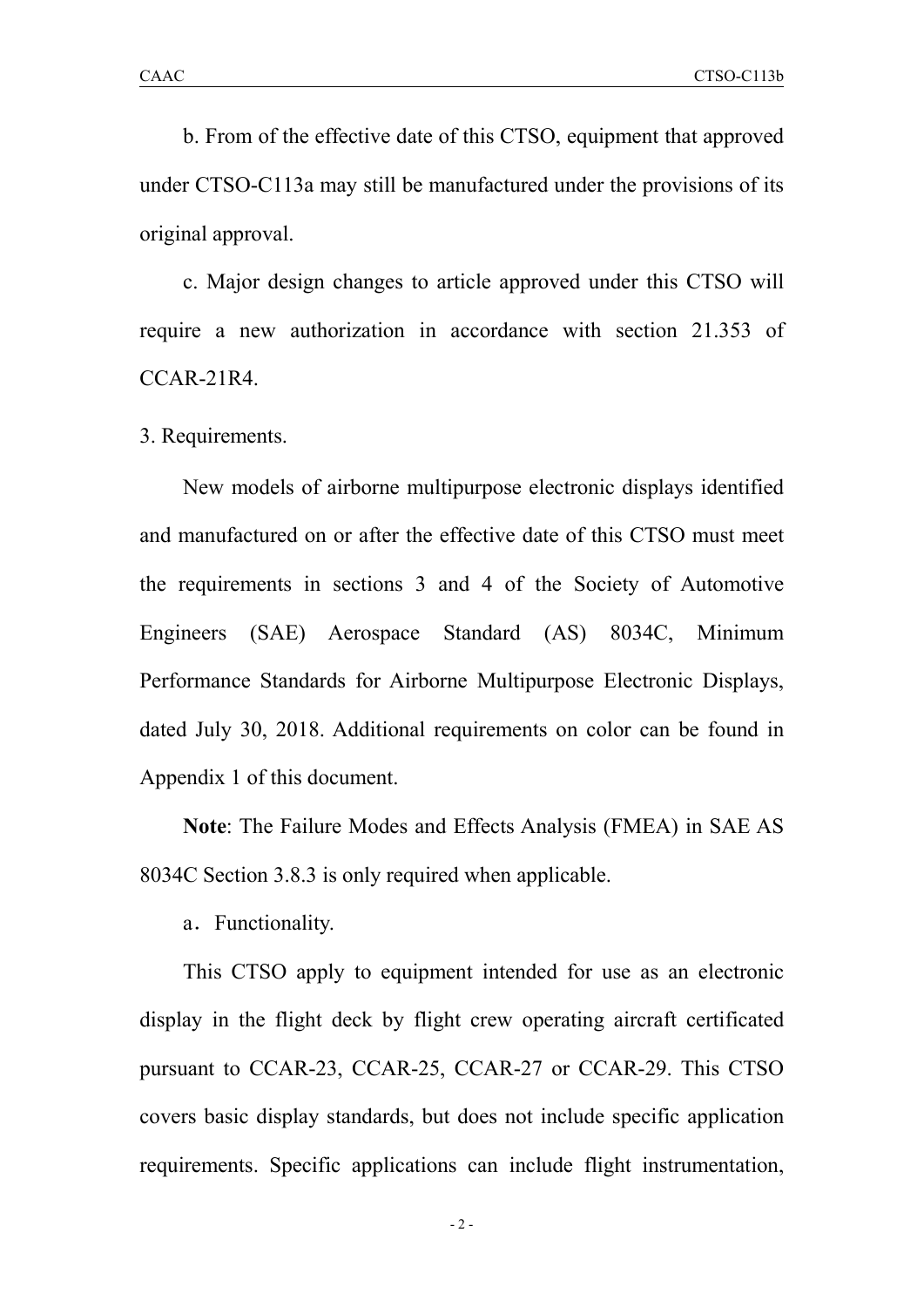b. From of the effective date of this CTSO, equipment that approved under CTSO-C113a may still be manufactured under the provisions of its original approval.

c. Major design changes to article approved under this CTSO will require a new authorization in accordance with section 21.353 of CCAR-21R4.

3. Requirements.

New models of airborne multipurpose electronic displays identified and manufactured on or after the effective date of this CTSO must meet the requirements in sections 3 and 4 of the Society of Automotive Engineers (SAE) Aerospace Standard (AS) 8034C, Minimum Performance Standards for Airborne Multipurpose Electronic Displays, dated July 30, 2018. Additional requirements on color can be found in Appendix 1 of this document.

**Note**: The Failure Modes and Effects Analysis (FMEA) in SAE AS 8034C Section 3.8.3 is only required when applicable.

a．Functionality.

This CTSO apply to equipment intended for use as an electronic display in the flight deck by flight crew operating aircraft certificated pursuant to CCAR-23, CCAR-25, CCAR-27 or CCAR-29. This CTSO covers basic display standards, but does not include specific application requirements. Specific applications can include flight instrumentation,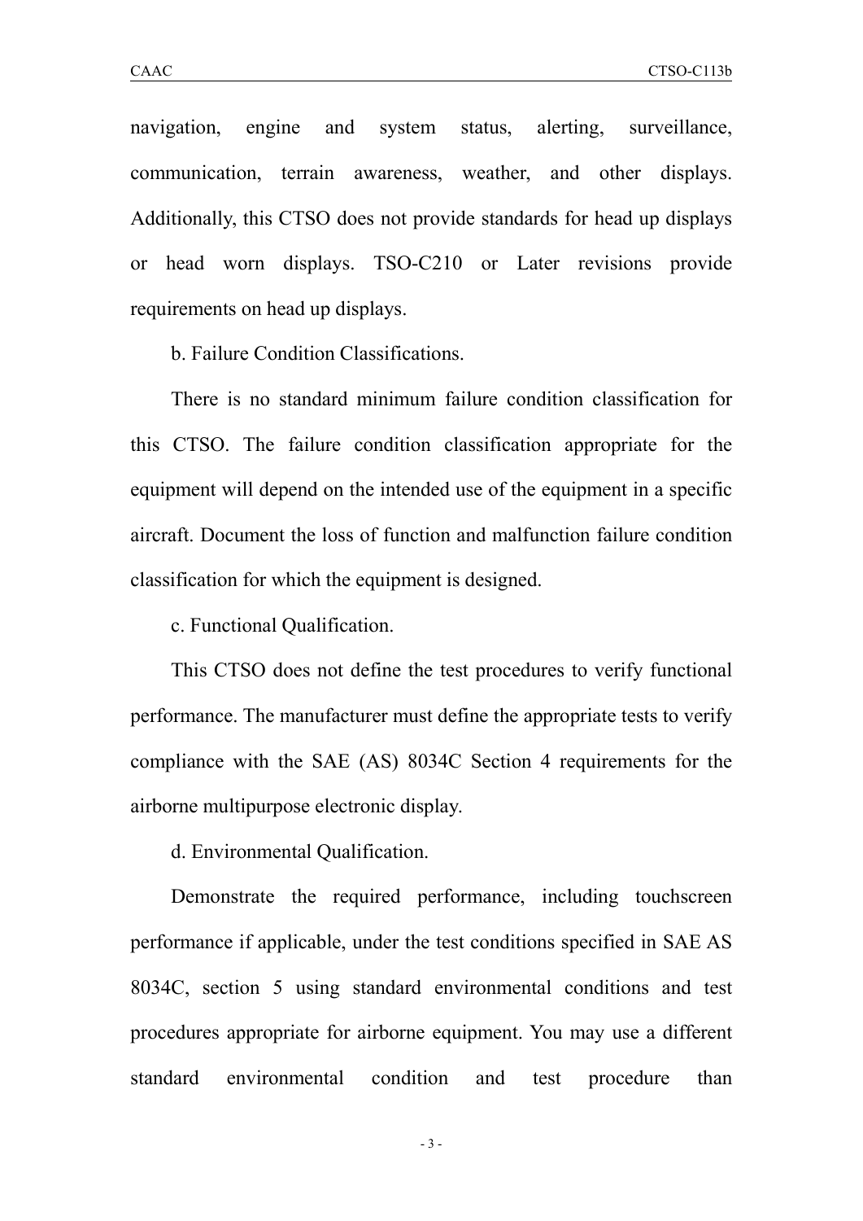navigation, engine and system status, alerting, surveillance, communication, terrain awareness, weather, and other displays. Additionally, this CTSO does not provide standards for head up displays or head worn displays. TSO-C210 or Later revisions provide requirements on head up displays.

b. Failure Condition Classifications.

There is no standard minimum failure condition classification for this CTSO. The failure condition classification appropriate for the equipment will depend on the intended use of the equipment in a specific aircraft. Document the loss of function and malfunction failure condition classification for which the equipment is designed.

c. Functional Qualification.

This CTSO does not define the test procedures to verify functional performance. The manufacturer must define the appropriate tests to verify compliance with the SAE (AS) 8034C Section 4 requirements for the airborne multipurpose electronic display.

d. Environmental Qualification.

Demonstrate the required performance, including touchscreen performance if applicable, under the test conditions specified in SAE AS 8034C, section 5 using standard environmental conditions and test procedures appropriate for airborne equipment. You may use a different standard environmental condition and test procedure than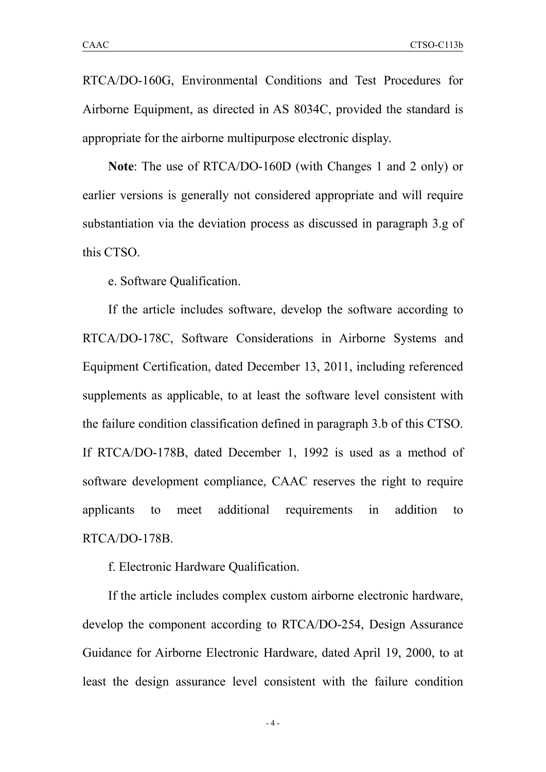RTCA/DO-160G, Environmental Conditions and Test Procedures for Airborne Equipment, as directed in AS 8034C, provided the standard is appropriate for the airborne multipurpose electronic display.

**Note**: The use of RTCA/DO-160D (with Changes 1 and 2 only) or earlier versions is generally not considered appropriate and will require substantiation via the deviation process as discussed in paragraph 3.g of this CTSO.

e. Software Qualification.

If the article includes software, develop the software according to RTCA/DO-178C, Software Considerations in Airborne Systems and Equipment Certification, dated December 13, 2011, including referenced supplements as applicable, to at least the software level consistent with the failure condition classification defined in paragraph 3.b of this CTSO. If RTCA/DO-178B, dated December 1, 1992 is used as a method of software development compliance, CAAC reserves the right to require applicants to meet additional requirements in addition to RTCA/DO-178B.

f. Electronic Hardware Qualification.

If the article includes complex custom airborne electronic hardware, develop the component according to RTCA/DO-254, Design Assurance Guidance for Airborne Electronic Hardware, dated April 19, 2000, to at least the design assurance level consistent with the failure condition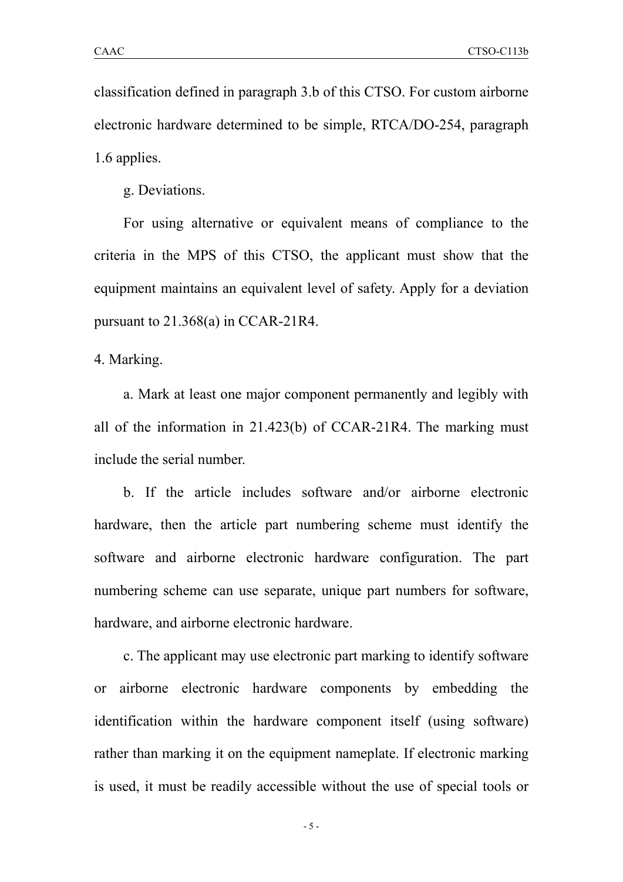classification defined in paragraph 3.b of this CTSO. For custom airborne electronic hardware determined to be simple, RTCA/DO-254, paragraph 1.6 applies.

g. Deviations.

For using alternative or equivalent means of compliance to the criteria in the MPS of this CTSO, the applicant must show that the equipment maintains an equivalent level of safety. Apply for a deviation pursuant to 21.368(a) in CCAR-21R4.

4. Marking.

a. Mark at least one major component permanently and legibly with all of the information in 21.423(b) of CCAR-21R4. The marking must include the serial number.

b. If the article includes software and/or airborne electronic hardware, then the article part numbering scheme must identify the software and airborne electronic hardware configuration. The part numbering scheme can use separate, unique part numbers for software, hardware, and airborne electronic hardware.

c. The applicant may use electronic part marking to identify software or airborne electronic hardware components by embedding the identification within the hardware component itself (using software) rather than marking it on the equipment nameplate. If electronic marking is used, it must be readily accessible without the use of special tools or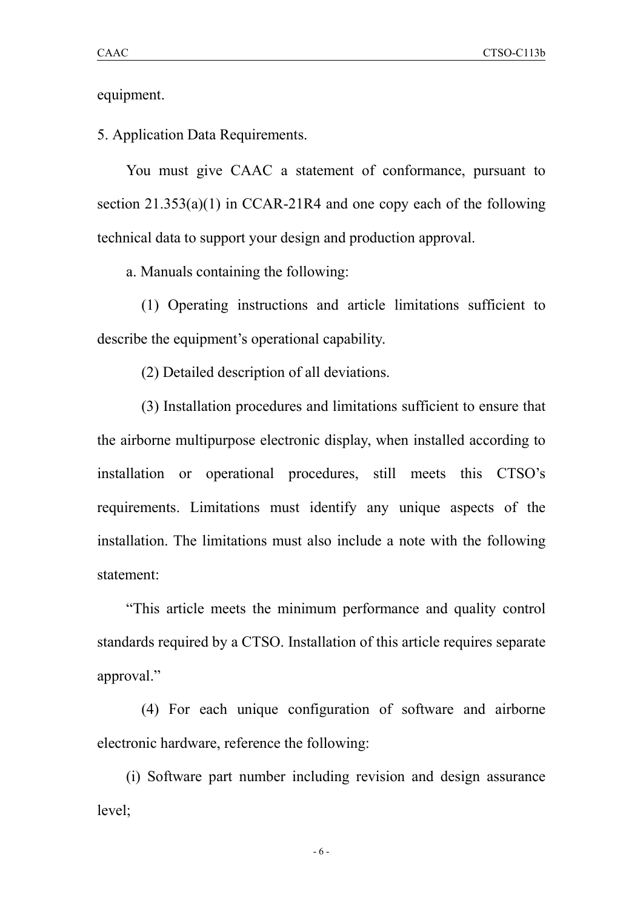equipment.

5. Application Data Requirements.

You must give CAAC a statement of conformance, pursuant to section 21.353(a)(1) in CCAR-21R4 and one copy each of the following technical data to support your design and production approval.

a. Manuals containing the following:

(1) Operating instructions and article limitations sufficient to describe the equipment's operational capability.

(2) Detailed description of all deviations.

(3) Installation procedures and limitations sufficient to ensure that the airborne multipurpose electronic display, when installed according to installation or operational procedures, still meets this CTSO's requirements. Limitations must identify any unique aspects of the installation. The limitations must also include a note with the following statement:

"This article meets the minimum performance and quality control standards required by a CTSO. Installation of this article requires separate approval."

(4) For each unique configuration of software and airborne electronic hardware, reference the following:

(i) Software part number including revision and design assurance level;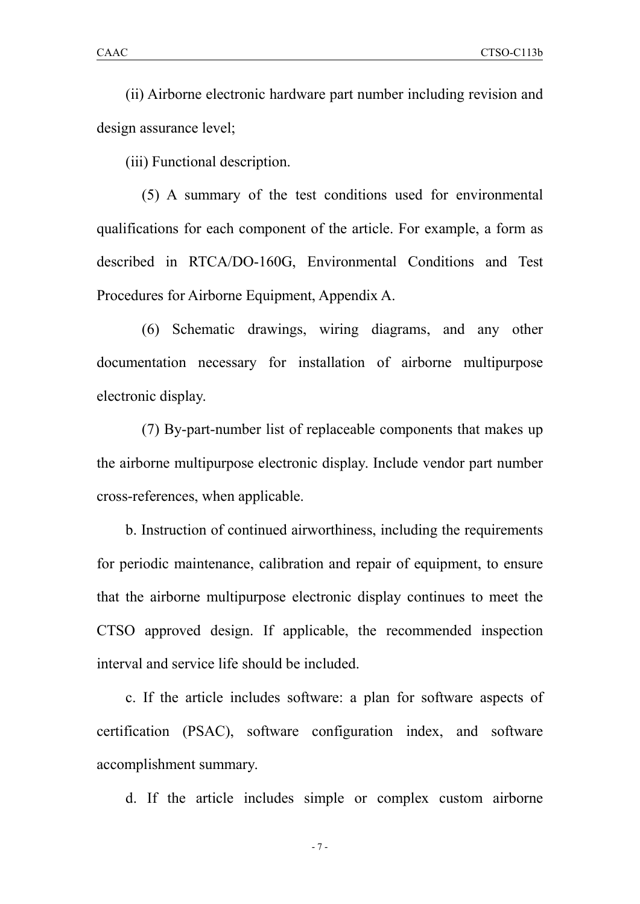(ii) Airborne electronic hardware part number including revision and design assurance level;

(iii) Functional description.

(5) A summary of the test conditions used for environmental qualifications for each component of the article. For example, a form as described in RTCA/DO-160G, Environmental Conditions and Test Procedures for Airborne Equipment, Appendix A.

(6) Schematic drawings, wiring diagrams, and any other documentation necessary for installation of airborne multipurpose electronic display.

(7) By-part-number list of replaceable components that makes up the airborne multipurpose electronic display. Include vendor part number cross-references, when applicable.

b. Instruction of continued airworthiness, including the requirements for periodic maintenance, calibration and repair of equipment, to ensure that the airborne multipurpose electronic display continues to meet the CTSO approved design. If applicable, the recommended inspection interval and service life should be included.

c. If the article includes software: a plan for software aspects of certification (PSAC), software configuration index, and software accomplishment summary.

d. If the article includes simple or complex custom airborne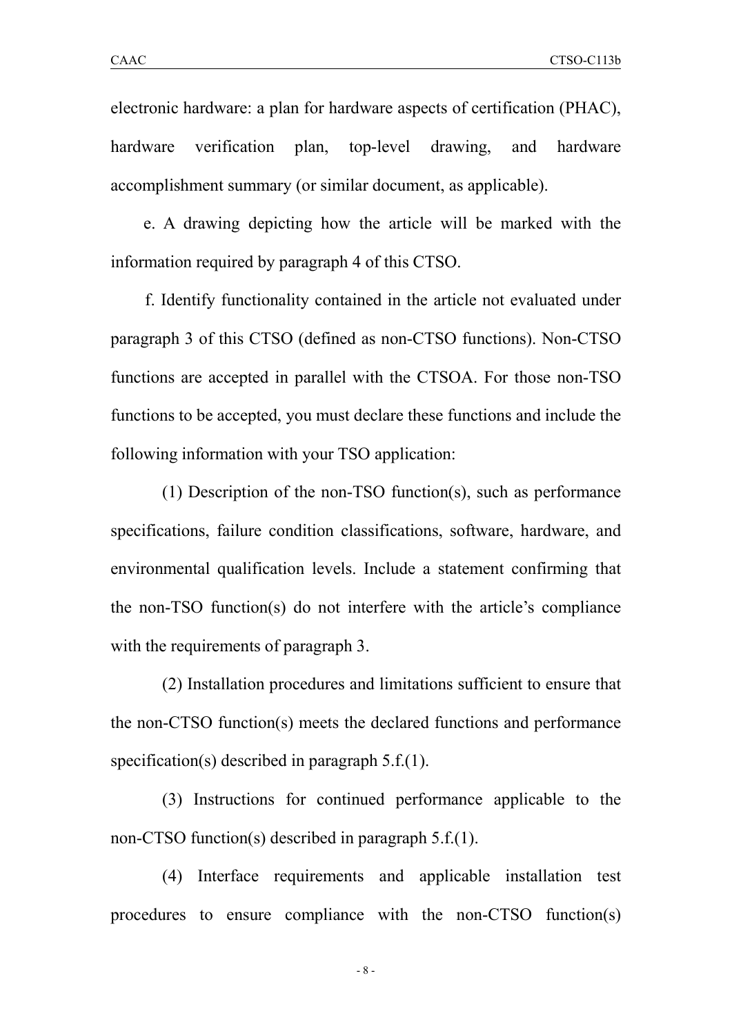electronic hardware: a plan for hardware aspects of certification (PHAC), hardware verification plan, top-level drawing, and hardware accomplishment summary (or similar document, as applicable).

e. A drawing depicting how the article will be marked with the information required by paragraph 4 of this CTSO.

f. Identify functionality contained in the article not evaluated under paragraph 3 of this CTSO (defined as non-CTSO functions). Non-CTSO functions are accepted in parallel with the CTSOA. For those non-TSO functions to be accepted, you must declare these functions and include the following information with your TSO application:

(1) Description of the non-TSO function(s), such as performance specifications, failure condition classifications, software, hardware, and environmental qualification levels. Include a statement confirming that the non-TSO function(s) do not interfere with the article's compliance with the requirements of paragraph 3.

(2) Installation procedures and limitations sufficient to ensure that the non-CTSO function(s) meets the declared functions and performance specification(s) described in paragraph 5.f.(1).

(3) Instructions for continued performance applicable to the non-CTSO function(s) described in paragraph 5.f.(1).

(4) Interface requirements and applicable installation test procedures to ensure compliance with the non-CTSO function(s)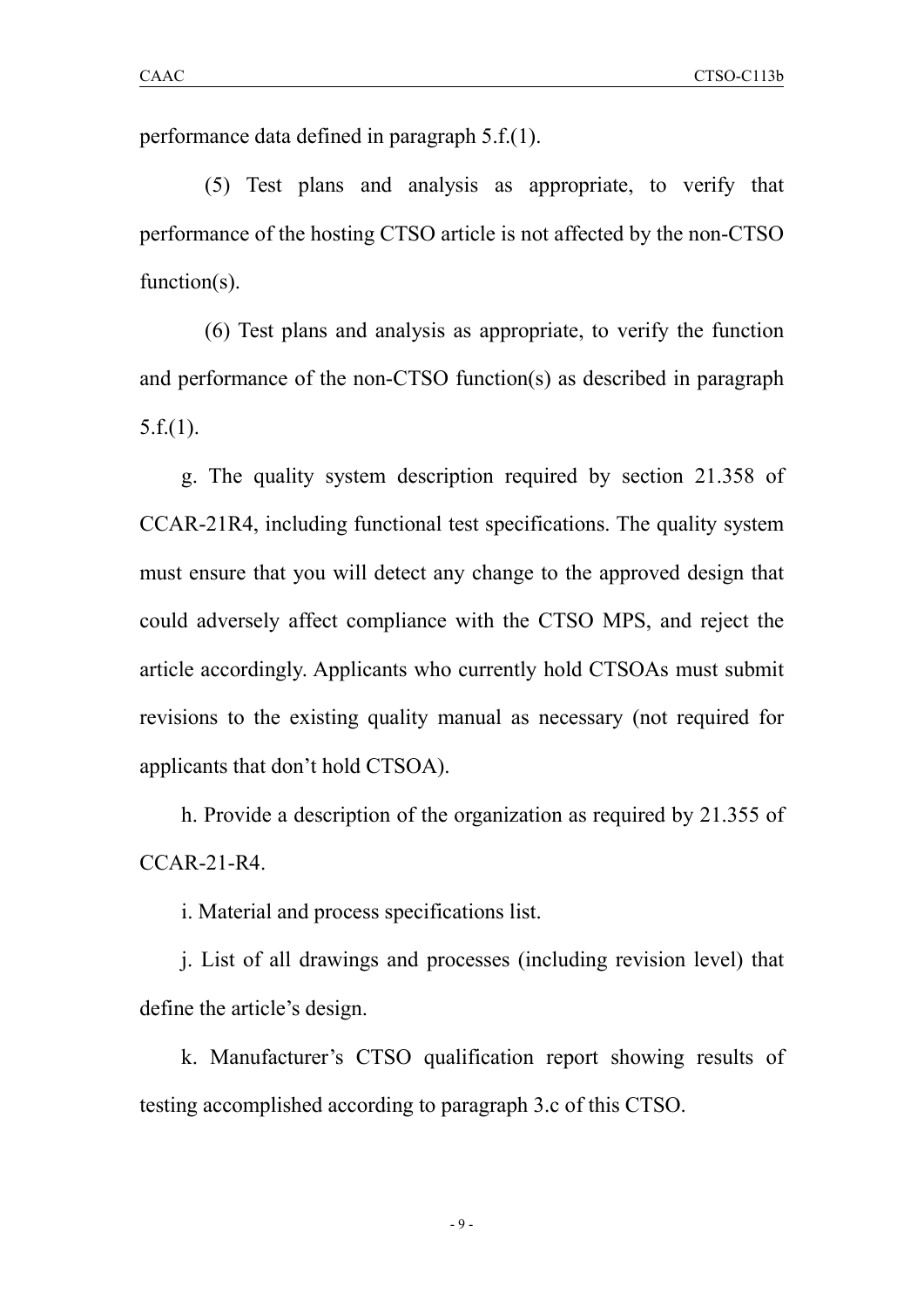performance data defined in paragraph 5.f.(1).

(5) Test plans and analysis as appropriate, to verify that performance of the hosting CTSO article is not affected by the non-CTSO function(s).

(6) Test plans and analysis as appropriate, to verify the function and performance of the non-CTSO function(s) as described in paragraph 5.f.(1).

g. The quality system description required by section 21.358 of CCAR-21R4, including functional test specifications. The quality system must ensure that you will detect any change to the approved design that could adversely affect compliance with the CTSO MPS, and reject the article accordingly. Applicants who currently hold CTSOAs must submit revisions to the existing quality manual as necessary (not required for applicants that don't hold CTSOA).

h. Provide a description of the organization as required by 21.355 of CCAR-21-R4.

i. Material and process specifications list.

j. List of all drawings and processes (including revision level) that define the article's design.

k. Manufacturer's CTSO qualification report showing results of testing accomplished according to paragraph 3.c of this CTSO.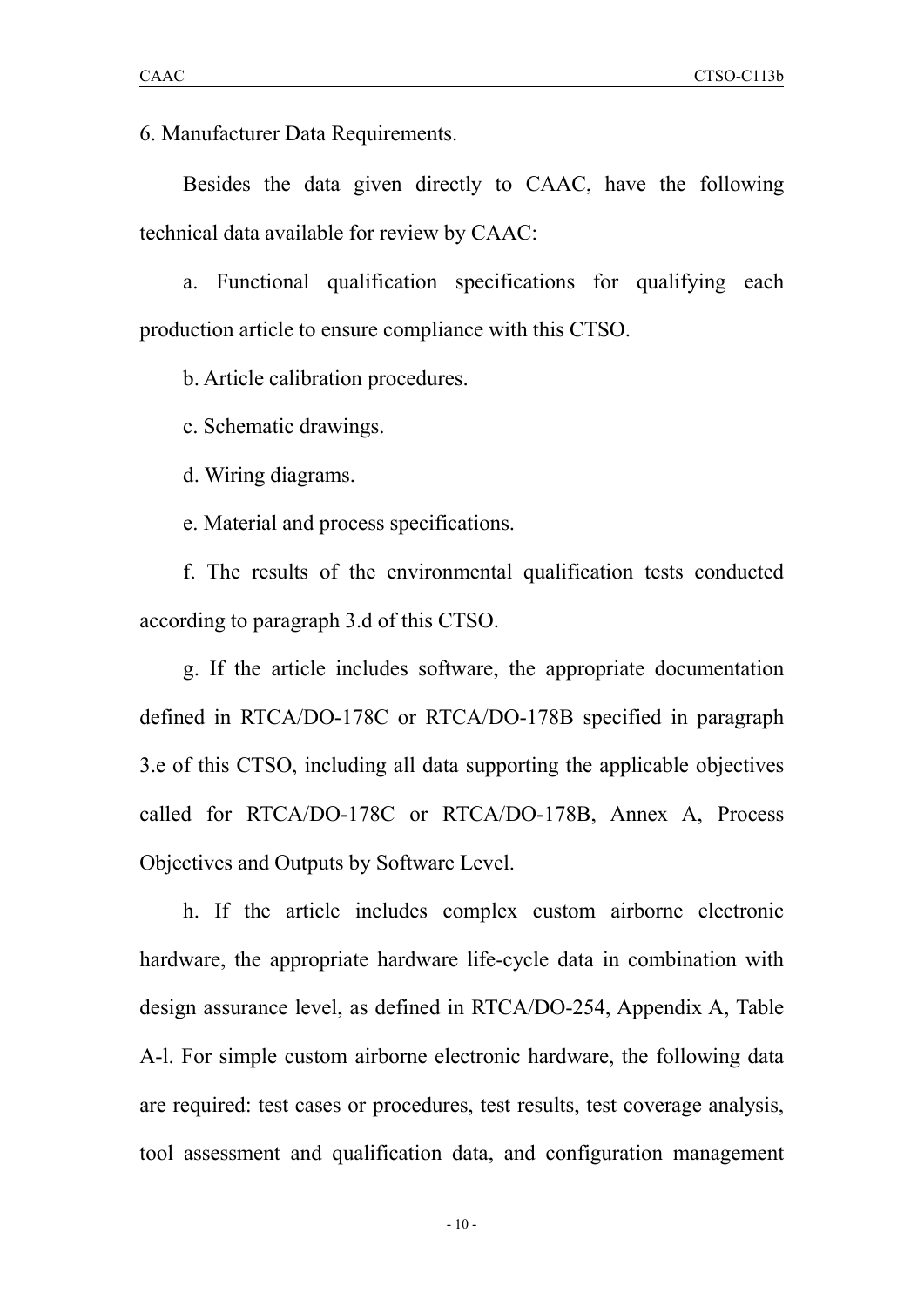6. Manufacturer Data Requirements.

Besides the data given directly to CAAC, have the following technical data available for review by CAAC:

a. Functional qualification specifications for qualifying each production article to ensure compliance with this CTSO.

b. Article calibration procedures.

c. Schematic drawings.

d. Wiring diagrams.

e. Material and process specifications.

f. The results of the environmental qualification tests conducted according to paragraph 3.d of this CTSO.

g. If the article includes software, the appropriate documentation defined in RTCA/DO-178C or RTCA/DO-178B specified in paragraph 3.e of this CTSO, including all data supporting the applicable objectives called for RTCA/DO-178C or RTCA/DO-178B, Annex A, Process Objectives and Outputs by Software Level.

h. If the article includes complex custom airborne electronic hardware, the appropriate hardware life-cycle data in combination with design assurance level, as defined in RTCA/DO-254, Appendix A, Table A-l. For simple custom airborne electronic hardware, the following data are required: test cases or procedures, test results, test coverage analysis, tool assessment and qualification data, and configuration management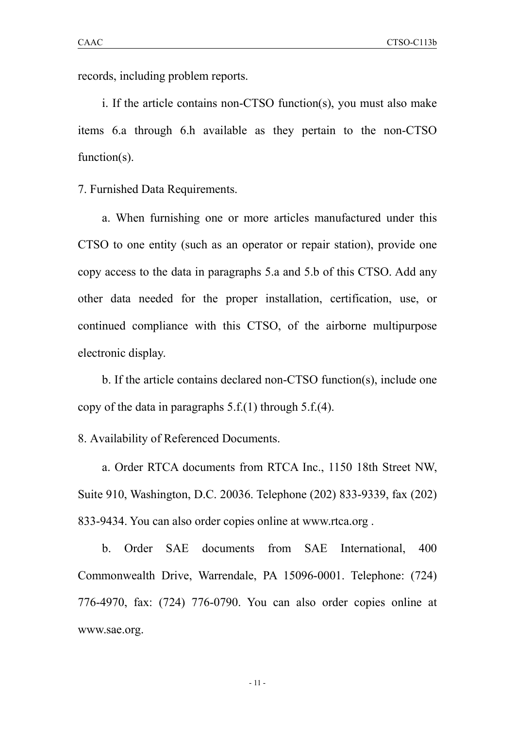records, including problem reports.

i. If the article contains non-CTSO function(s), you must also make items 6.a through 6.h available as they pertain to the non-CTSO function(s).

7. Furnished Data Requirements.

a. When furnishing one or more articles manufactured under this CTSO to one entity (such as an operator or repair station), provide one copy access to the data in paragraphs 5.a and 5.b of this CTSO. Add any other data needed for the proper installation, certification, use, or continued compliance with this CTSO, of the airborne multipurpose electronic display.

b. If the article contains declared non-CTSO function(s), include one copy of the data in paragraphs 5.f.(1) through 5.f.(4).

8. Availability of Referenced Documents.

a. Order RTCA documents from RTCA Inc., 1150 18th Street NW, Suite 910, Washington, D.C. 20036. Telephone (202) 833-9339, fax (202) 833-9434. You can also order copies online at www.rtca.org .

b. Order SAE documents from SAE International, 400 Commonwealth Drive, Warrendale, PA 15096-0001. Telephone: (724) 776-4970, fax: (724) 776-0790. You can also order copies online at www.sae.org.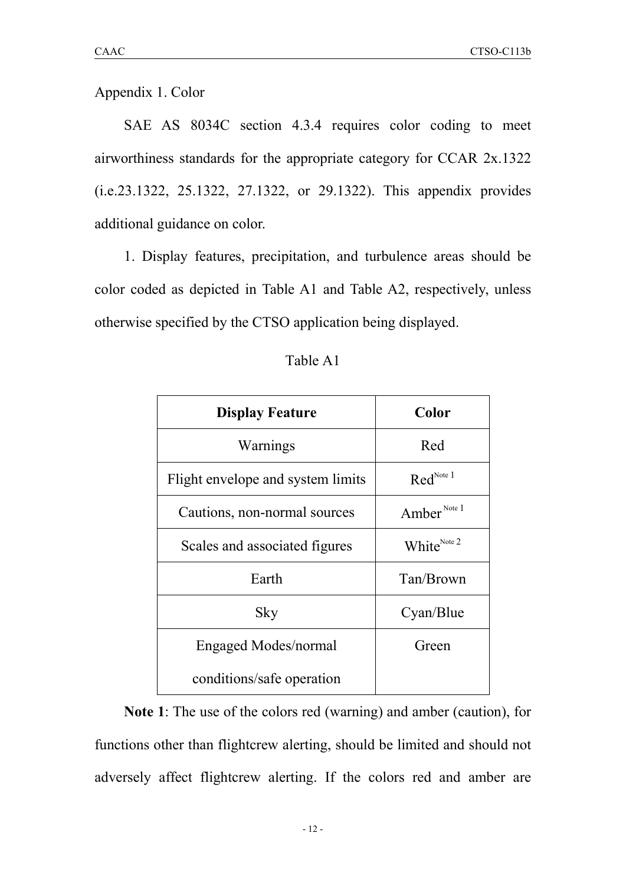Appendix 1. Color

SAE AS 8034C section 4.3.4 requires color coding to meet airworthiness standards for the appropriate category for CCAR 2x.1322 (i.e.23.1322, 25.1322, 27.1322, or 29.1322). This appendix provides additional guidance on color.

1. Display features, precipitation, and turbulence areas should be color coded as depicted in Table A1 and Table A2, respectively, unless otherwise specified by the CTSO application being displayed.

Table A1

| **Display Feature** | **Color** |
|---|---|
| Warnings | Red |
| Flight envelope and system limits | Red[Note 1] |
| Cautions, non-normal sources | Amber [Note 1] |
| Scales and associated figures | White[Note 2] |
| Earth | Tan/Brown |
| Sky | Cyan/Blue |
| Engaged Modes/normal conditions/safe operation | Green |

**Note 1**: The use of the colors red (warning) and amber (caution), for functions other than flightcrew alerting, should be limited and should not adversely affect flightcrew alerting. If the colors red and amber are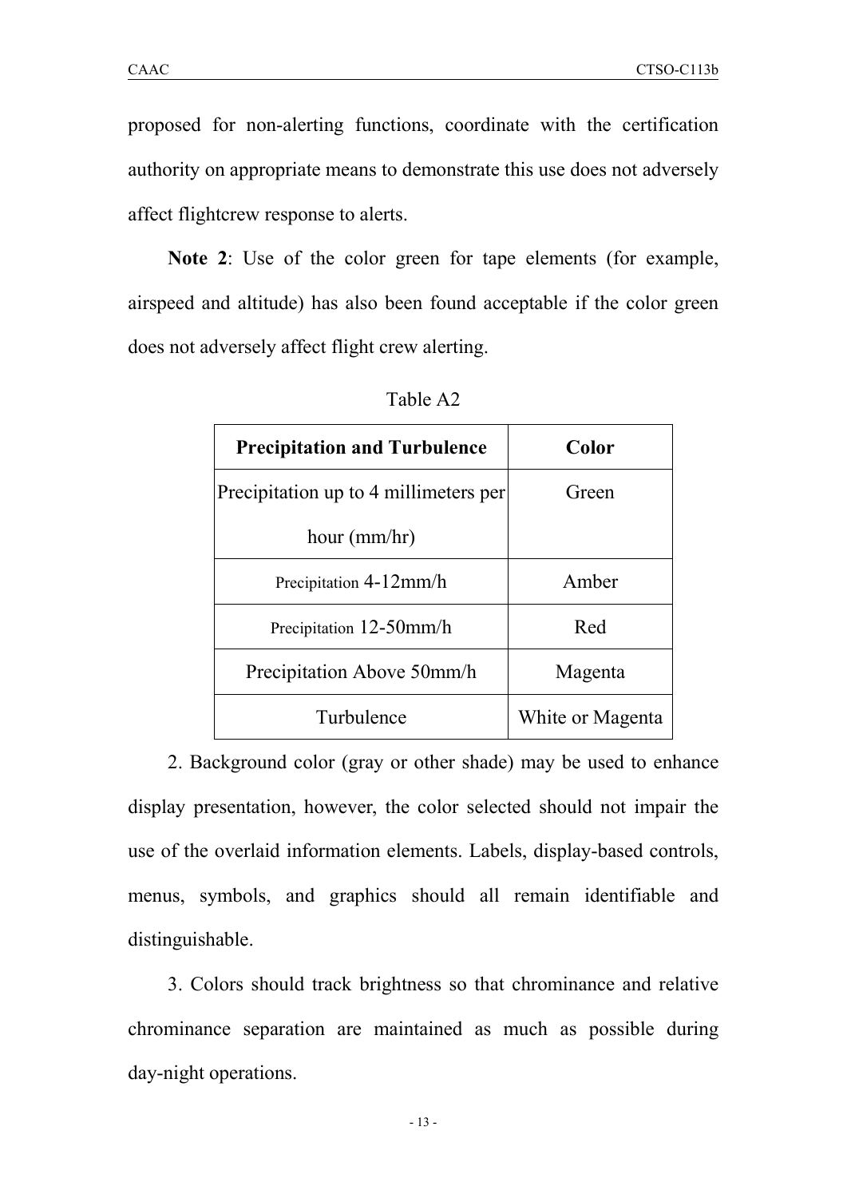proposed for non-alerting functions, coordinate with the certification authority on appropriate means to demonstrate this use does not adversely affect flightcrew response to alerts.

**Note 2**: Use of the color green for tape elements (for example, airspeed and altitude) has also been found acceptable if the color green does not adversely affect flight crew alerting.

Table A2

| Precipitation and Turbulence | Color |
|---|---|
| Precipitation up to 4 millimeters per hour (mm/hr) | Green |
| Precipitation 4-12mm/h | Amber |
| Precipitation 12-50mm/h | Red |
| Precipitation Above 50mm/h | Magenta |
| Turbulence | White or Magenta |

2. Background color (gray or other shade) may be used to enhance display presentation, however, the color selected should not impair the use of the overlaid information elements. Labels, display-based controls, menus, symbols, and graphics should all remain identifiable and distinguishable.

3. Colors should track brightness so that chrominance and relative chrominance separation are maintained as much as possible during day-night operations.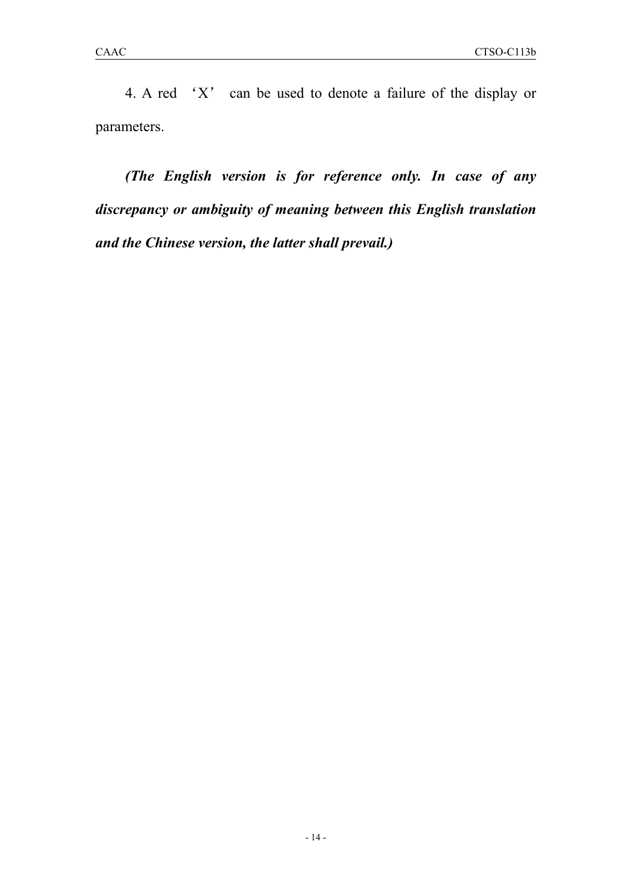4. A red ‘X’ can be used to denote a failure of the display or parameters.

***(The English version is for reference only. In case of any discrepancy or ambiguity of meaning between this English translation and the Chinese version, the latter shall prevail.)***